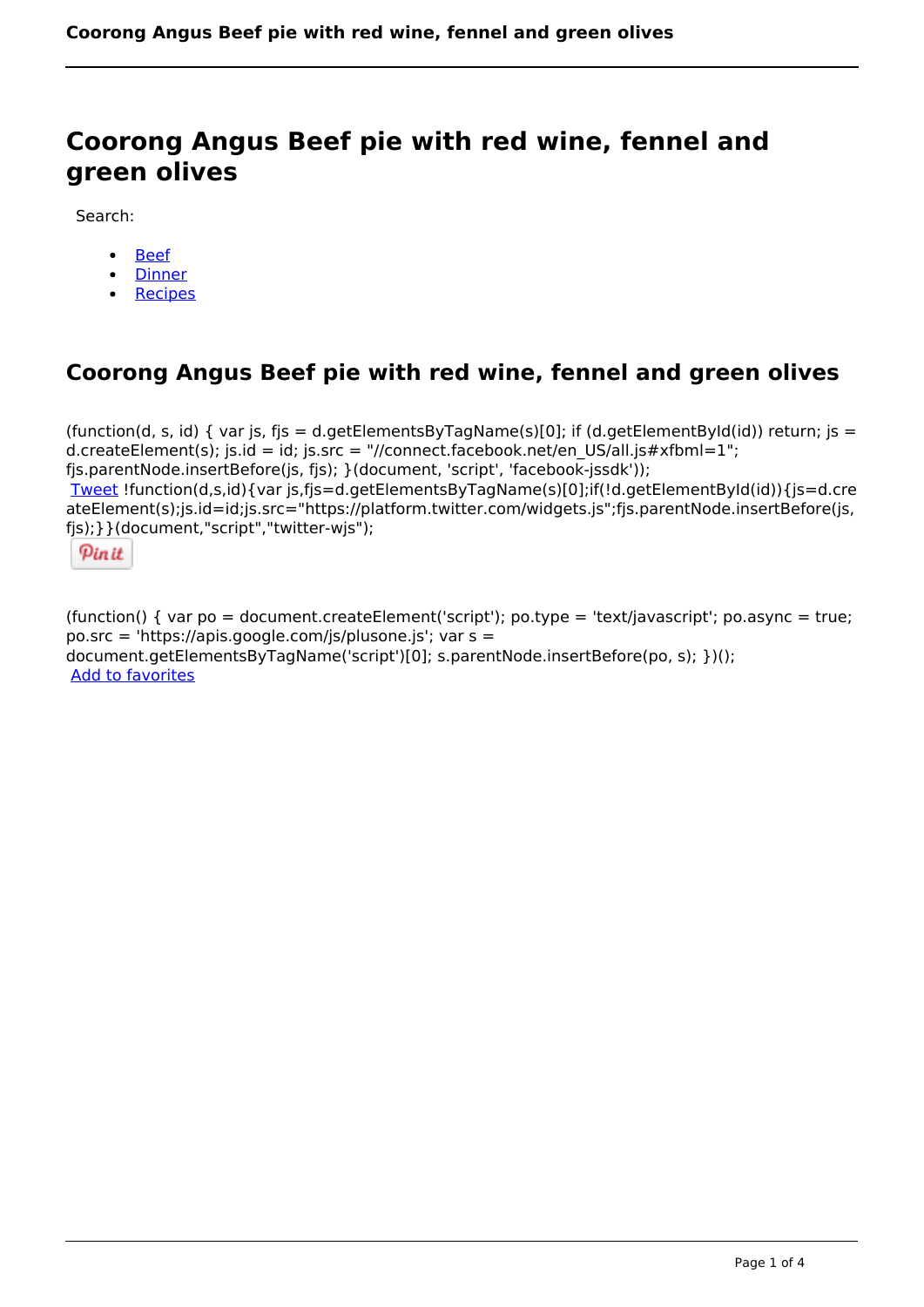# Coorong Angus Beef pie with red wine, fennel and green olives

Search:

- Beef
- Dinner
- Recipes

## Coorong Angus Beef pie with red wine, fennel and green olives

(function(d, s, id) { var js, fjs = d.getElementsByTagName(s)[0]; if (d.getElementById(id)) return; js = d.createElement(s); js.id = id; js.src = "//connect.facebook.net/en_US/all.js#xfbml=1"; fjs.parentNode.insertBefore(js, fjs); }(document, 'script', 'facebook-jssdk'));
Tweet !function(d,s,id){var js,fjs=d.getElementsByTagName(s)[0];if(!d.getElementById(id)){js=d.createElement(s);js.id=id;js.src="https://platform.twitter.com/widgets.js";fjs.parentNode.insertBefore(js,fjs);}}(document,"script","twitter-wjs");

Pin it

(function() { var po = document.createElement('script'); po.type = 'text/javascript'; po.async = true; po.src = 'https://apis.google.com/js/plusone.js'; var s = document.getElementsByTagName('script')[0]; s.parentNode.insertBefore(po, s); })();
Add to favorites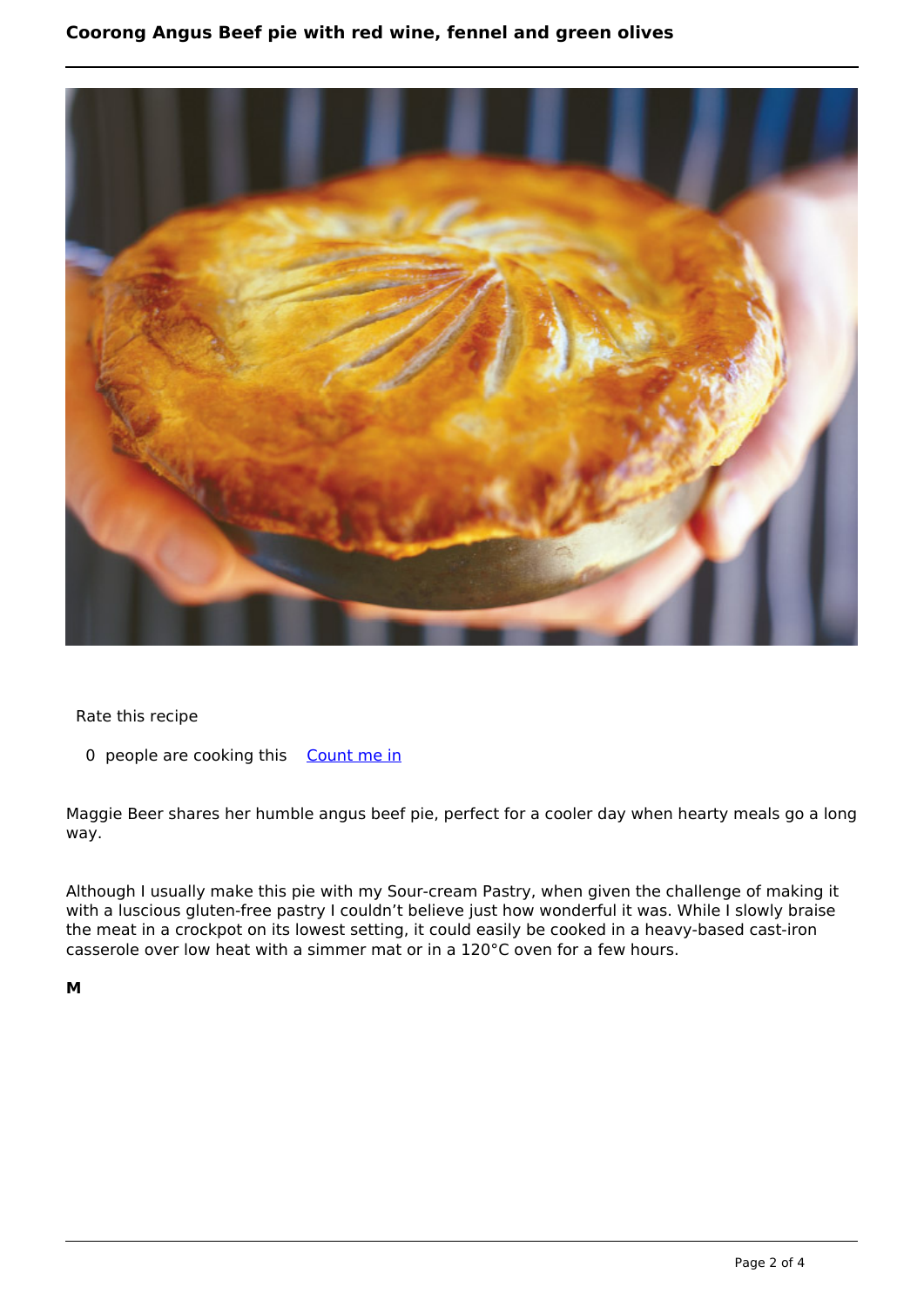# Coorong Angus Beef pie with red wine, fennel and green olives

Rate this recipe

0 people are cooking this [Count me in]

Maggie Beer shares her humble angus beef pie, perfect for a cooler day when hearty meals go a long way.

Although I usually make this pie with my Sour-cream Pastry, when given the challenge of making it with a luscious gluten-free pastry I couldn't believe just how wonderful it was. While I slowly braise the meat in a crockpot on its lowest setting, it could easily be cooked in a heavy-based cast-iron casserole over low heat with a simmer mat or in a 120°C oven for a few hours.

**M**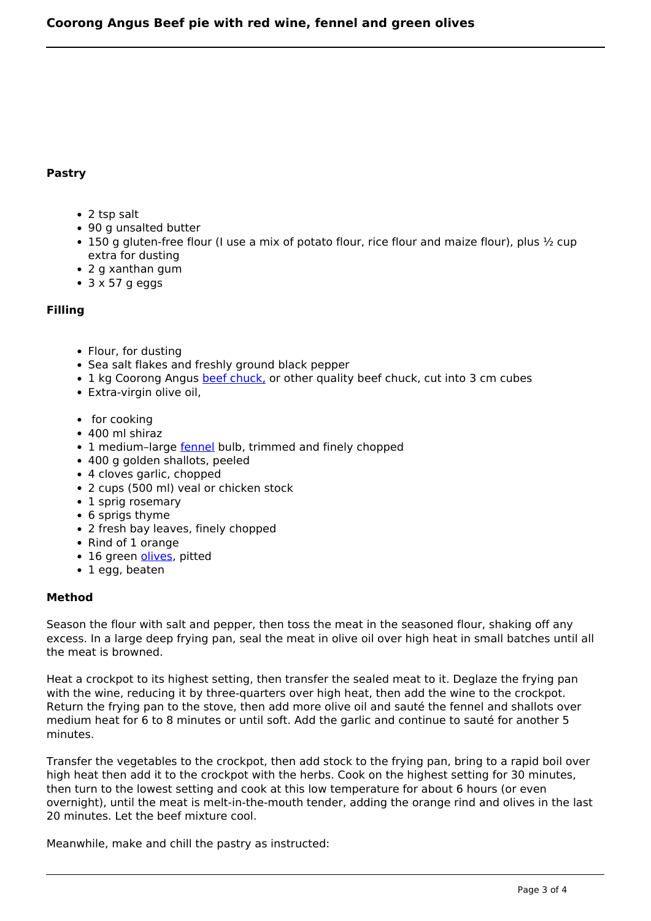# Coorong Angus Beef pie with red wine, fennel and green olives

### Pastry

- 2 tsp salt
- 90 g unsalted butter
- 150 g gluten-free flour (I use a mix of potato flour, rice flour and maize flour), plus ½ cup extra for dusting
- 2 g xanthan gum
- 3 x 57 g eggs

### Filling

- Flour, for dusting
- Sea salt flakes and freshly ground black pepper
- 1 kg Coorong Angus beef chuck, or other quality beef chuck, cut into 3 cm cubes
- Extra-virgin olive oil,

- for cooking
- 400 ml shiraz
- 1 medium–large fennel bulb, trimmed and finely chopped
- 400 g golden shallots, peeled
- 4 cloves garlic, chopped
- 2 cups (500 ml) veal or chicken stock
- 1 sprig rosemary
- 6 sprigs thyme
- 2 fresh bay leaves, finely chopped
- Rind of 1 orange
- 16 green olives, pitted
- 1 egg, beaten

### Method

Season the flour with salt and pepper, then toss the meat in the seasoned flour, shaking off any excess. In a large deep frying pan, seal the meat in olive oil over high heat in small batches until all the meat is browned.

Heat a crockpot to its highest setting, then transfer the sealed meat to it. Deglaze the frying pan with the wine, reducing it by three-quarters over high heat, then add the wine to the crockpot. Return the frying pan to the stove, then add more olive oil and sauté the fennel and shallots over medium heat for 6 to 8 minutes or until soft. Add the garlic and continue to sauté for another 5 minutes.

Transfer the vegetables to the crockpot, then add stock to the frying pan, bring to a rapid boil over high heat then add it to the crockpot with the herbs. Cook on the highest setting for 30 minutes, then turn to the lowest setting and cook at this low temperature for about 6 hours (or even overnight), until the meat is melt-in-the-mouth tender, adding the orange rind and olives in the last 20 minutes. Let the beef mixture cool.

Meanwhile, make and chill the pastry as instructed: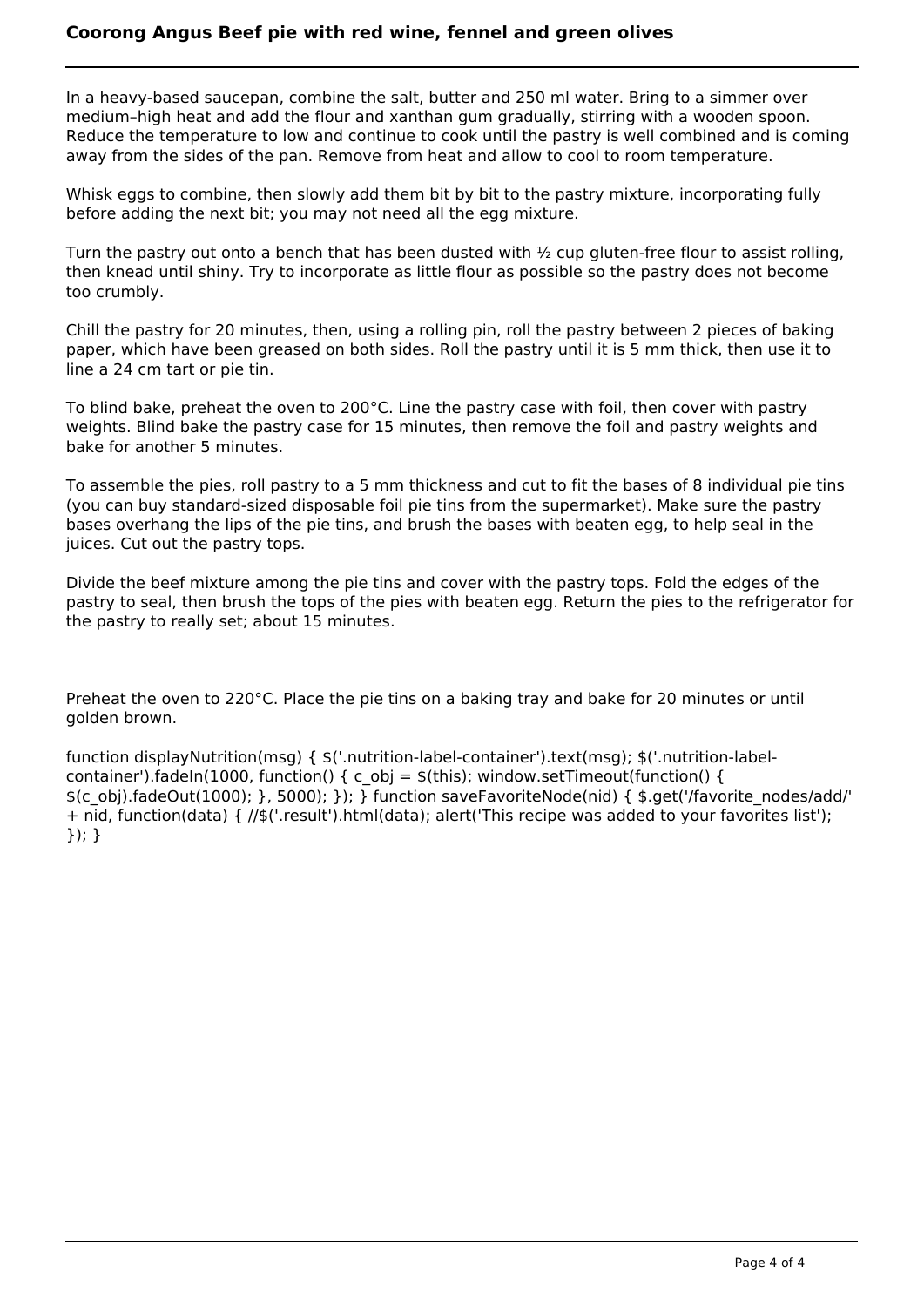In a heavy-based saucepan, combine the salt, butter and 250 ml water. Bring to a simmer over medium–high heat and add the flour and xanthan gum gradually, stirring with a wooden spoon. Reduce the temperature to low and continue to cook until the pastry is well combined and is coming away from the sides of the pan. Remove from heat and allow to cool to room temperature.

Whisk eggs to combine, then slowly add them bit by bit to the pastry mixture, incorporating fully before adding the next bit; you may not need all the egg mixture.

Turn the pastry out onto a bench that has been dusted with ½ cup gluten-free flour to assist rolling, then knead until shiny. Try to incorporate as little flour as possible so the pastry does not become too crumbly.

Chill the pastry for 20 minutes, then, using a rolling pin, roll the pastry between 2 pieces of baking paper, which have been greased on both sides. Roll the pastry until it is 5 mm thick, then use it to line a 24 cm tart or pie tin.

To blind bake, preheat the oven to 200°C. Line the pastry case with foil, then cover with pastry weights. Blind bake the pastry case for 15 minutes, then remove the foil and pastry weights and bake for another 5 minutes.

To assemble the pies, roll pastry to a 5 mm thickness and cut to fit the bases of 8 individual pie tins (you can buy standard-sized disposable foil pie tins from the supermarket). Make sure the pastry bases overhang the lips of the pie tins, and brush the bases with beaten egg, to help seal in the juices. Cut out the pastry tops.

Divide the beef mixture among the pie tins and cover with the pastry tops. Fold the edges of the pastry to seal, then brush the tops of the pies with beaten egg. Return the pies to the refrigerator for the pastry to really set; about 15 minutes.

Preheat the oven to 220°C. Place the pie tins on a baking tray and bake for 20 minutes or until golden brown.

```
function displayNutrition(msg) { $('.nutrition-label-container').text(msg); $('.nutrition-label-container').fadeIn(1000, function() { c_obj = $(this); window.setTimeout(function() { $(c_obj).fadeOut(1000); }, 5000); }); } function saveFavoriteNode(nid) { $.get('/favorite_nodes/add/' + nid, function(data) { //$('.result').html(data); alert('This recipe was added to your favorites list'); }); }
```